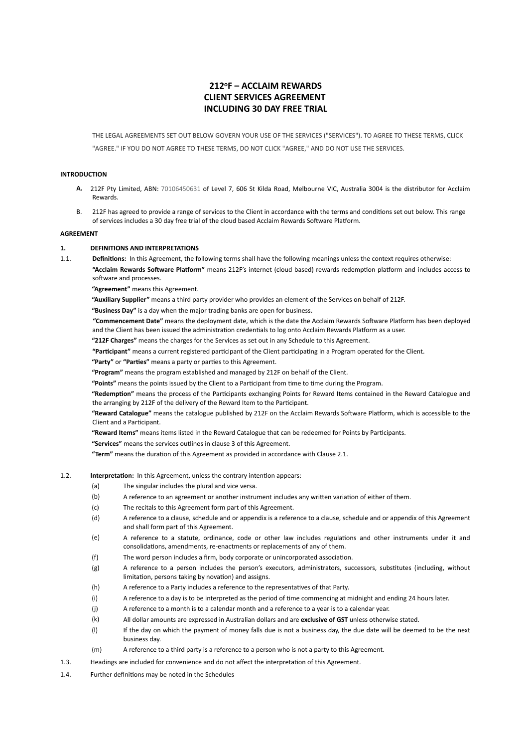# 212°F – ACCLAIM REWARDS
# CLIENT SERVICES AGREEMENT
# INCLUDING 30 DAY FREE TRIAL

THE LEGAL AGREEMENTS SET OUT BELOW GOVERN YOUR USE OF THE SERVICES ("SERVICES"). TO AGREE TO THESE TERMS, CLICK "AGREE." IF YOU DO NOT AGREE TO THESE TERMS, DO NOT CLICK "AGREE," AND DO NOT USE THE SERVICES.

**INTRODUCTION**

A. 212F Pty Limited, ABN: 70106450631 of Level 7, 606 St Kilda Road, Melbourne VIC, Australia 3004 is the distributor for Acclaim Rewards.

B. 212F has agreed to provide a range of services to the Client in accordance with the terms and conditions set out below. This range of services includes a 30 day free trial of the cloud based Acclaim Rewards Software Platform.

**AGREEMENT**

**1. DEFINITIONS AND INTERPRETATIONS**

1.1. **Definitions:** In this Agreement, the following terms shall have the following meanings unless the context requires otherwise:

**"Acclaim Rewards Software Platform"** means 212F's internet (cloud based) rewards redemption platform and includes access to software and processes.

**"Agreement"** means this Agreement.

**"Auxiliary Supplier"** means a third party provider who provides an element of the Services on behalf of 212F.

**"Business Day"** is a day when the major trading banks are open for business.

**"Commencement Date"** means the deployment date, which is the date the Acclaim Rewards Software Platform has been deployed and the Client has been issued the administration credentials to log onto Acclaim Rewards Platform as a user.

**"212F Charges"** means the charges for the Services as set out in any Schedule to this Agreement.

**"Participant"** means a current registered participant of the Client participating in a Program operated for the Client.

**"Party"** or **"Parties"** means a party or parties to this Agreement.

**"Program"** means the program established and managed by 212F on behalf of the Client.

**"Points"** means the points issued by the Client to a Participant from time to time during the Program.

**"Redemption"** means the process of the Participants exchanging Points for Reward Items contained in the Reward Catalogue and the arranging by 212F of the delivery of the Reward Item to the Participant.

**"Reward Catalogue"** means the catalogue published by 212F on the Acclaim Rewards Software Platform, which is accessible to the Client and a Participant.

**"Reward Items"** means items listed in the Reward Catalogue that can be redeemed for Points by Participants.

**"Services"** means the services outlines in clause 3 of this Agreement.

**"Term"** means the duration of this Agreement as provided in accordance with Clause 2.1.

1.2. **Interpretation:** In this Agreement, unless the contrary intention appears:

(a) The singular includes the plural and vice versa.

(b) A reference to an agreement or another instrument includes any written variation of either of them.

(c) The recitals to this Agreement form part of this Agreement.

(d) A reference to a clause, schedule and or appendix is a reference to a clause, schedule and or appendix of this Agreement and shall form part of this Agreement.

(e) A reference to a statute, ordinance, code or other law includes regulations and other instruments under it and consolidations, amendments, re-enactments or replacements of any of them.

(f) The word person includes a firm, body corporate or unincorporated association.

(g) A reference to a person includes the person's executors, administrators, successors, substitutes (including, without limitation, persons taking by novation) and assigns.

(h) A reference to a Party includes a reference to the representatives of that Party.

(i) A reference to a day is to be interpreted as the period of time commencing at midnight and ending 24 hours later.

(j) A reference to a month is to a calendar month and a reference to a year is to a calendar year.

(k) All dollar amounts are expressed in Australian dollars and are **exclusive of GST** unless otherwise stated.

(l) If the day on which the payment of money falls due is not a business day, the due date will be deemed to be the next business day.

(m) A reference to a third party is a reference to a person who is not a party to this Agreement.

1.3. Headings are included for convenience and do not affect the interpretation of this Agreement.

1.4. Further definitions may be noted in the Schedules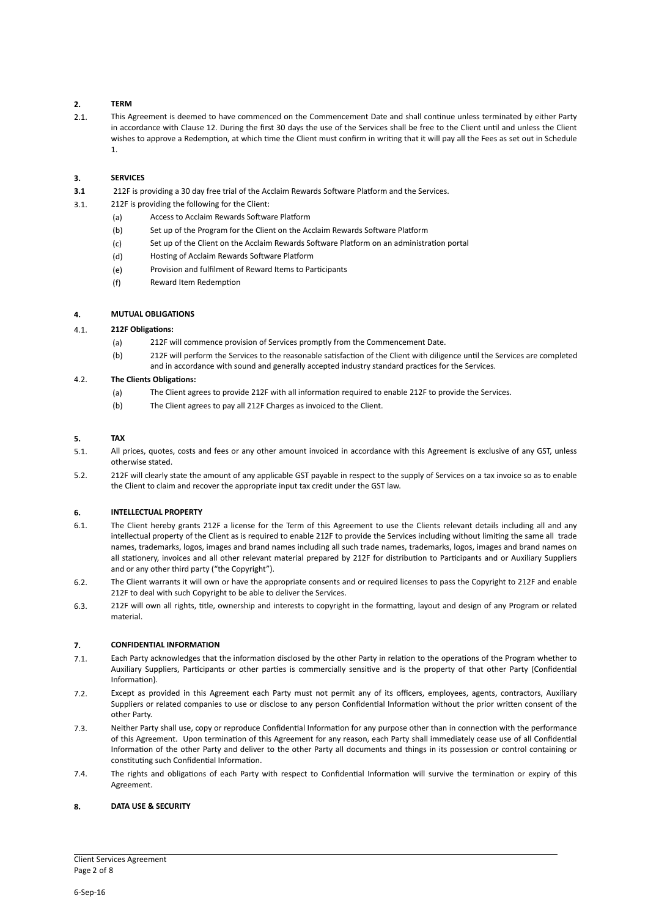## 2. TERM

2.1. This Agreement is deemed to have commenced on the Commencement Date and shall continue unless terminated by either Party in accordance with Clause 12. During the first 30 days the use of the Services shall be free to the Client until and unless the Client wishes to approve a Redemption, at which time the Client must confirm in writing that it will pay all the Fees as set out in Schedule 1.

## 3. SERVICES

**3.1** 212F is providing a 30 day free trial of the Acclaim Rewards Software Platform and the Services.

3.1. 212F is providing the following for the Client:

- (a) Access to Acclaim Rewards Software Platform
- (b) Set up of the Program for the Client on the Acclaim Rewards Software Platform
- (c) Set up of the Client on the Acclaim Rewards Software Platform on an administration portal
- (d) Hosting of Acclaim Rewards Software Platform
- (e) Provision and fulfilment of Reward Items to Participants
- (f) Reward Item Redemption

## 4. MUTUAL OBLIGATIONS

4.1. **212F Obligations:**

- (a) 212F will commence provision of Services promptly from the Commencement Date.
- (b) 212F will perform the Services to the reasonable satisfaction of the Client with diligence until the Services are completed and in accordance with sound and generally accepted industry standard practices for the Services.

4.2. **The Clients Obligations:**

- (a) The Client agrees to provide 212F with all information required to enable 212F to provide the Services.
- (b) The Client agrees to pay all 212F Charges as invoiced to the Client.

## 5. TAX

5.1. All prices, quotes, costs and fees or any other amount invoiced in accordance with this Agreement is exclusive of any GST, unless otherwise stated.

5.2. 212F will clearly state the amount of any applicable GST payable in respect to the supply of Services on a tax invoice so as to enable the Client to claim and recover the appropriate input tax credit under the GST law.

## 6. INTELLECTUAL PROPERTY

6.1. The Client hereby grants 212F a license for the Term of this Agreement to use the Clients relevant details including all and any intellectual property of the Client as is required to enable 212F to provide the Services including without limiting the same all trade names, trademarks, logos, images and brand names including all such trade names, trademarks, logos, images and brand names on all stationery, invoices and all other relevant material prepared by 212F for distribution to Participants and or Auxiliary Suppliers and or any other third party ("the Copyright").

6.2. The Client warrants it will own or have the appropriate consents and or required licenses to pass the Copyright to 212F and enable 212F to deal with such Copyright to be able to deliver the Services.

6.3. 212F will own all rights, title, ownership and interests to copyright in the formatting, layout and design of any Program or related material.

## 7. CONFIDENTIAL INFORMATION

7.1. Each Party acknowledges that the information disclosed by the other Party in relation to the operations of the Program whether to Auxiliary Suppliers, Participants or other parties is commercially sensitive and is the property of that other Party (Confidential Information).

7.2. Except as provided in this Agreement each Party must not permit any of its officers, employees, agents, contractors, Auxiliary Suppliers or related companies to use or disclose to any person Confidential Information without the prior written consent of the other Party.

7.3. Neither Party shall use, copy or reproduce Confidential Information for any purpose other than in connection with the performance of this Agreement. Upon termination of this Agreement for any reason, each Party shall immediately cease use of all Confidential Information of the other Party and deliver to the other Party all documents and things in its possession or control containing or constituting such Confidential Information.

7.4. The rights and obligations of each Party with respect to Confidential Information will survive the termination or expiry of this Agreement.

## 8. DATA USE & SECURITY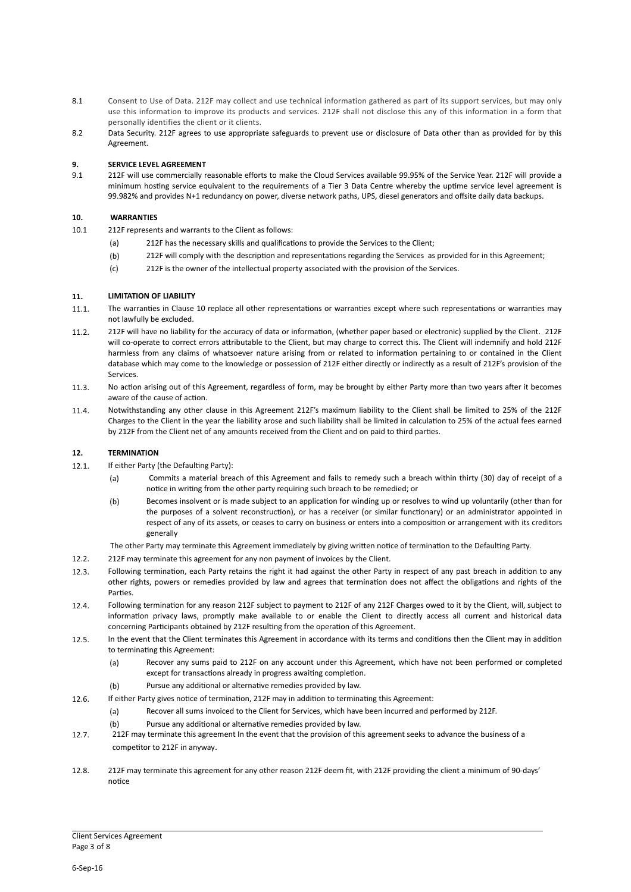8.1 Consent to Use of Data. 212F may collect and use technical information gathered as part of its support services, but may only use this information to improve its products and services. 212F shall not disclose this any of this information in a form that personally identifies the client or it clients.

8.2 Data Security. 212F agrees to use appropriate safeguards to prevent use or disclosure of Data other than as provided for by this Agreement.

## 9. SERVICE LEVEL AGREEMENT

9.1 212F will use commercially reasonable efforts to make the Cloud Services available 99.95% of the Service Year. 212F will provide a minimum hosting service equivalent to the requirements of a Tier 3 Data Centre whereby the uptime service level agreement is 99.982% and provides N+1 redundancy on power, diverse network paths, UPS, diesel generators and offsite daily data backups.

## 10. WARRANTIES

10.1 212F represents and warrants to the Client as follows:

(a) 212F has the necessary skills and qualifications to provide the Services to the Client;

(b) 212F will comply with the description and representations regarding the Services as provided for in this Agreement;

(c) 212F is the owner of the intellectual property associated with the provision of the Services.

## 11. LIMITATION OF LIABILITY

11.1. The warranties in Clause 10 replace all other representations or warranties except where such representations or warranties may not lawfully be excluded.

11.2. 212F will have no liability for the accuracy of data or information, (whether paper based or electronic) supplied by the Client. 212F will co-operate to correct errors attributable to the Client, but may charge to correct this. The Client will indemnify and hold 212F harmless from any claims of whatsoever nature arising from or related to information pertaining to or contained in the Client database which may come to the knowledge or possession of 212F either directly or indirectly as a result of 212F's provision of the Services.

11.3. No action arising out of this Agreement, regardless of form, may be brought by either Party more than two years after it becomes aware of the cause of action.

11.4. Notwithstanding any other clause in this Agreement 212F's maximum liability to the Client shall be limited to 25% of the 212F Charges to the Client in the year the liability arose and such liability shall be limited in calculation to 25% of the actual fees earned by 212F from the Client net of any amounts received from the Client and on paid to third parties.

## 12. TERMINATION

12.1. If either Party (the Defaulting Party):

(a) Commits a material breach of this Agreement and fails to remedy such a breach within thirty (30) day of receipt of a notice in writing from the other party requiring such breach to be remedied; or

(b) Becomes insolvent or is made subject to an application for winding up or resolves to wind up voluntarily (other than for the purposes of a solvent reconstruction), or has a receiver (or similar functionary) or an administrator appointed in respect of any of its assets, or ceases to carry on business or enters into a composition or arrangement with its creditors generally

The other Party may terminate this Agreement immediately by giving written notice of termination to the Defaulting Party.

12.2. 212F may terminate this agreement for any non payment of invoices by the Client.

12.3. Following termination, each Party retains the right it had against the other Party in respect of any past breach in addition to any other rights, powers or remedies provided by law and agrees that termination does not affect the obligations and rights of the Parties.

12.4. Following termination for any reason 212F subject to payment to 212F of any 212F Charges owed to it by the Client, will, subject to information privacy laws, promptly make available to or enable the Client to directly access all current and historical data concerning Participants obtained by 212F resulting from the operation of this Agreement.

12.5. In the event that the Client terminates this Agreement in accordance with its terms and conditions then the Client may in addition to terminating this Agreement:

(a) Recover any sums paid to 212F on any account under this Agreement, which have not been performed or completed except for transactions already in progress awaiting completion.

(b) Pursue any additional or alternative remedies provided by law.

12.6. If either Party gives notice of termination, 212F may in addition to terminating this Agreement:

(a) Recover all sums invoiced to the Client for Services, which have been incurred and performed by 212F.

(b) Pursue any additional or alternative remedies provided by law.

12.7. 212F may terminate this agreement In the event that the provision of this agreement seeks to advance the business of a competitor to 212F in anyway.

12.8. 212F may terminate this agreement for any other reason 212F deem fit, with 212F providing the client a minimum of 90-days' notice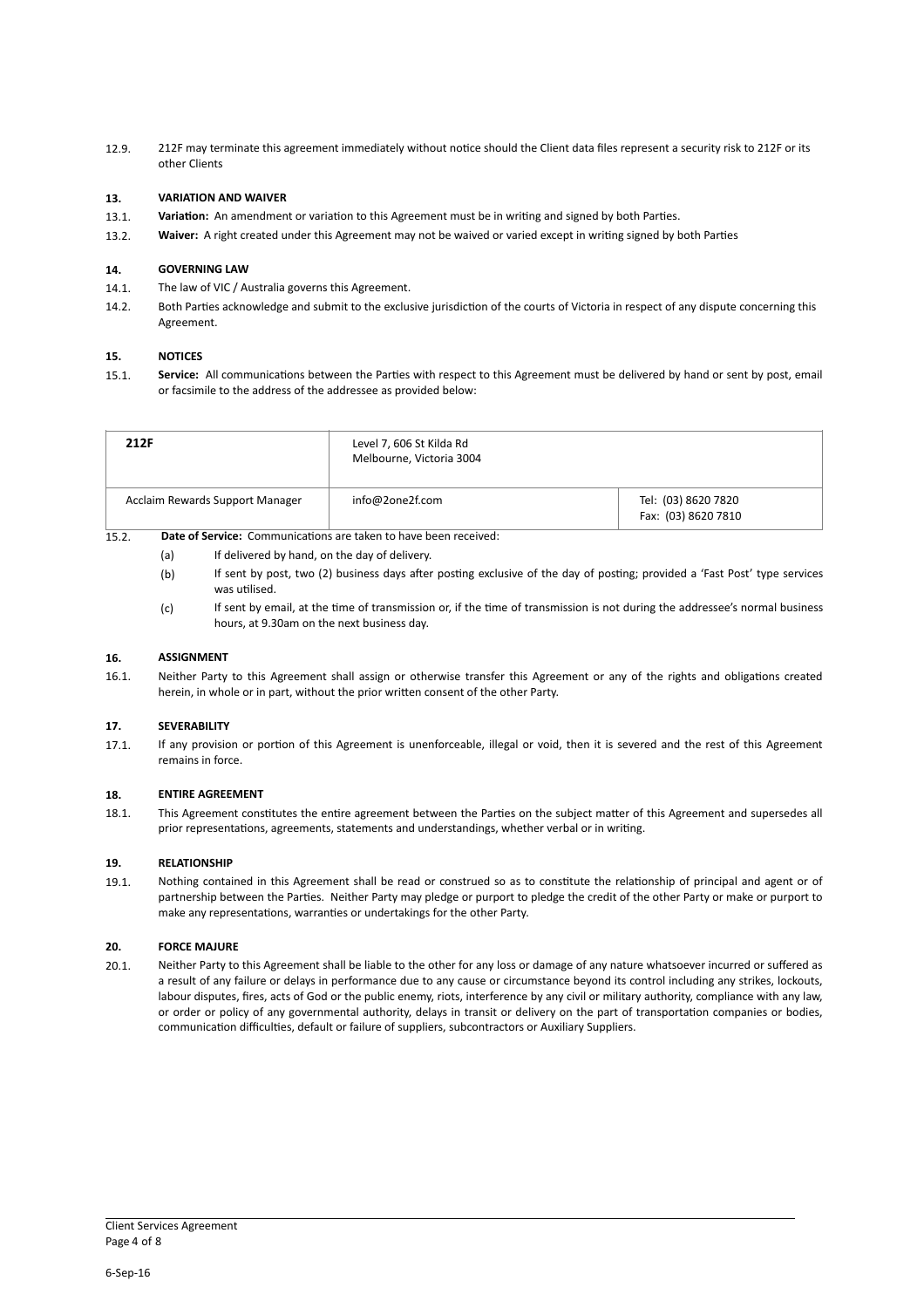12.9. 212F may terminate this agreement immediately without notice should the Client data files represent a security risk to 212F or its other Clients

## 13. VARIATION AND WAIVER

13.1. **Variation:** An amendment or variation to this Agreement must be in writing and signed by both Parties.

13.2. **Waiver:** A right created under this Agreement may not be waived or varied except in writing signed by both Parties

## 14. GOVERNING LAW

14.1. The law of VIC / Australia governs this Agreement.

14.2. Both Parties acknowledge and submit to the exclusive jurisdiction of the courts of Victoria in respect of any dispute concerning this Agreement.

## 15. NOTICES

15.1. **Service:** All communications between the Parties with respect to this Agreement must be delivered by hand or sent by post, email or facsimile to the address of the addressee as provided below:

| **212F** | Level 7, 606 St Kilda Rd<br>Melbourne, Victoria 3004 | |
|---|---|---|
| Acclaim Rewards Support Manager | info@2one2f.com | Tel: (03) 8620 7820<br>Fax: (03) 8620 7810 |

15.2. **Date of Service:** Communications are taken to have been received:

(a) If delivered by hand, on the day of delivery.

(b) If sent by post, two (2) business days after posting exclusive of the day of posting; provided a 'Fast Post' type services was utilised.

(c) If sent by email, at the time of transmission or, if the time of transmission is not during the addressee's normal business hours, at 9.30am on the next business day.

## 16. ASSIGNMENT

16.1. Neither Party to this Agreement shall assign or otherwise transfer this Agreement or any of the rights and obligations created herein, in whole or in part, without the prior written consent of the other Party.

## 17. SEVERABILITY

17.1. If any provision or portion of this Agreement is unenforceable, illegal or void, then it is severed and the rest of this Agreement remains in force.

## 18. ENTIRE AGREEMENT

18.1. This Agreement constitutes the entire agreement between the Parties on the subject matter of this Agreement and supersedes all prior representations, agreements, statements and understandings, whether verbal or in writing.

## 19. RELATIONSHIP

19.1. Nothing contained in this Agreement shall be read or construed so as to constitute the relationship of principal and agent or of partnership between the Parties. Neither Party may pledge or purport to pledge the credit of the other Party or make or purport to make any representations, warranties or undertakings for the other Party.

## 20. FORCE MAJURE

20.1. Neither Party to this Agreement shall be liable to the other for any loss or damage of any nature whatsoever incurred or suffered as a result of any failure or delays in performance due to any cause or circumstance beyond its control including any strikes, lockouts, labour disputes, fires, acts of God or the public enemy, riots, interference by any civil or military authority, compliance with any law, or order or policy of any governmental authority, delays in transit or delivery on the part of transportation companies or bodies, communication difficulties, default or failure of suppliers, subcontractors or Auxiliary Suppliers.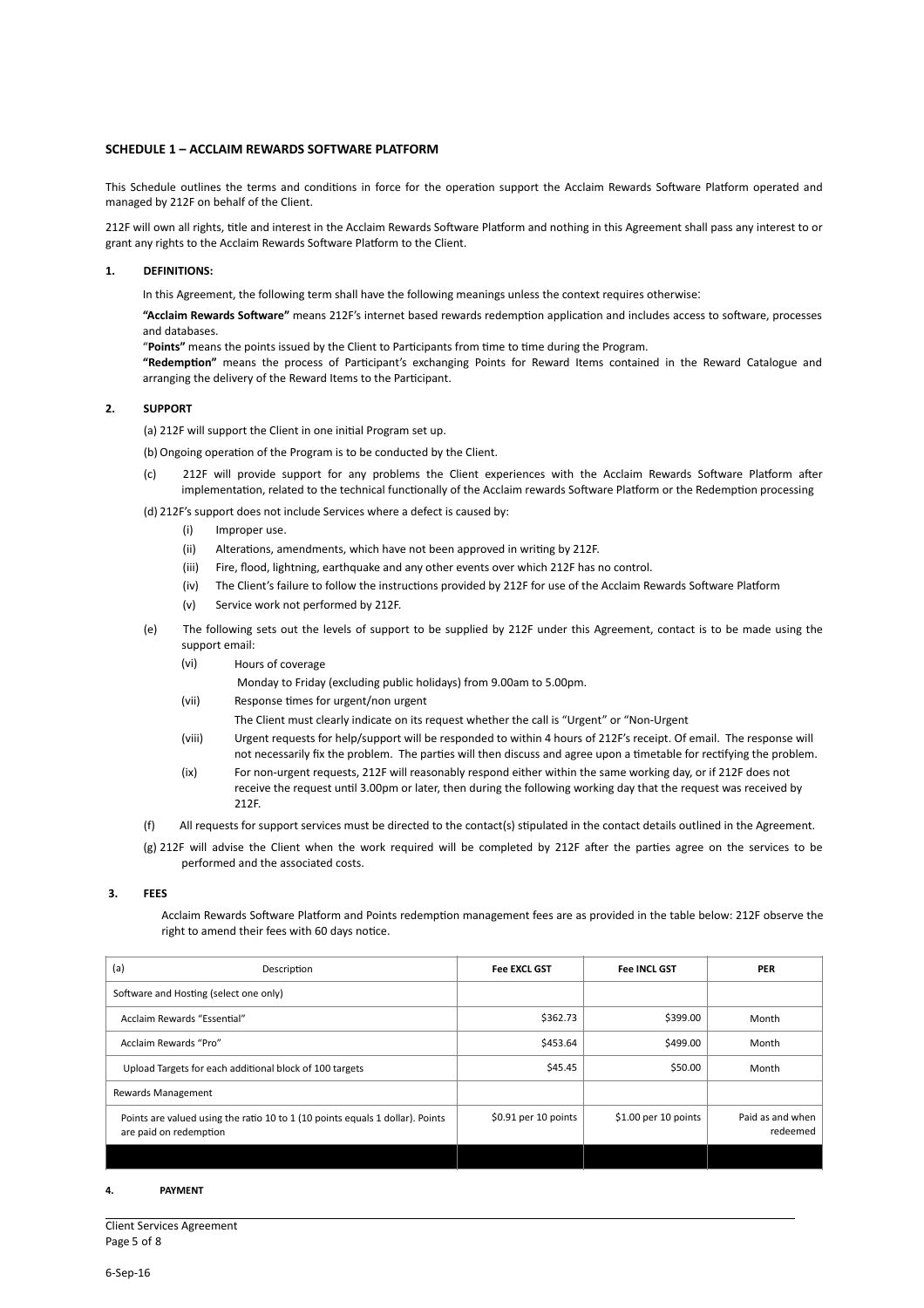## SCHEDULE 1 – ACCLAIM REWARDS SOFTWARE PLATFORM

This Schedule outlines the terms and conditions in force for the operation support the Acclaim Rewards Software Platform operated and managed by 212F on behalf of the Client.

212F will own all rights, title and interest in the Acclaim Rewards Software Platform and nothing in this Agreement shall pass any interest to or grant any rights to the Acclaim Rewards Software Platform to the Client.

### 1. DEFINITIONS:

In this Agreement, the following term shall have the following meanings unless the context requires otherwise:

**"Acclaim Rewards Software"** means 212F's internet based rewards redemption application and includes access to software, processes and databases.

"**Points"** means the points issued by the Client to Participants from time to time during the Program.

**"Redemption"** means the process of Participant's exchanging Points for Reward Items contained in the Reward Catalogue and arranging the delivery of the Reward Items to the Participant.

### 2. SUPPORT

(a) 212F will support the Client in one initial Program set up.

(b) Ongoing operation of the Program is to be conducted by the Client.

(c) 212F will provide support for any problems the Client experiences with the Acclaim Rewards Software Platform after implementation, related to the technical functionally of the Acclaim rewards Software Platform or the Redemption processing

(d) 212F's support does not include Services where a defect is caused by:

- (i) Improper use.
- (ii) Alterations, amendments, which have not been approved in writing by 212F.
- (iii) Fire, flood, lightning, earthquake and any other events over which 212F has no control.
- (iv) The Client's failure to follow the instructions provided by 212F for use of the Acclaim Rewards Software Platform
- (v) Service work not performed by 212F.

(e) The following sets out the levels of support to be supplied by 212F under this Agreement, contact is to be made using the support email:

- (vi) Hours of coverage
  Monday to Friday (excluding public holidays) from 9.00am to 5.00pm.
- (vii) Response times for urgent/non urgent
  The Client must clearly indicate on its request whether the call is "Urgent" or "Non-Urgent
- (viii) Urgent requests for help/support will be responded to within 4 hours of 212F's receipt. Of email. The response will not necessarily fix the problem. The parties will then discuss and agree upon a timetable for rectifying the problem.
- (ix) For non-urgent requests, 212F will reasonably respond either within the same working day, or if 212F does not receive the request until 3.00pm or later, then during the following working day that the request was received by 212F.

(f) All requests for support services must be directed to the contact(s) stipulated in the contact details outlined in the Agreement.

(g) 212F will advise the Client when the work required will be completed by 212F after the parties agree on the services to be performed and the associated costs.

### 3. FEES

Acclaim Rewards Software Platform and Points redemption management fees are as provided in the table below: 212F observe the right to amend their fees with 60 days notice.

| (a) Description | Fee EXCL GST | Fee INCL GST | PER |
|---|---|---|---|
| Software and Hosting (select one only) | | | |
| Acclaim Rewards "Essential" | $362.73 | $399.00 | Month |
| Acclaim Rewards "Pro" | $453.64 | $499.00 | Month |
| Upload Targets for each additional block of 100 targets | $45.45 | $50.00 | Month |
| Rewards Management | | | |
| Points are valued using the ratio 10 to 1 (10 points equals 1 dollar). Points are paid on redemption | $0.91 per 10 points | $1.00 per 10 points | Paid as and when redeemed |
| | | | |

### 4. PAYMENT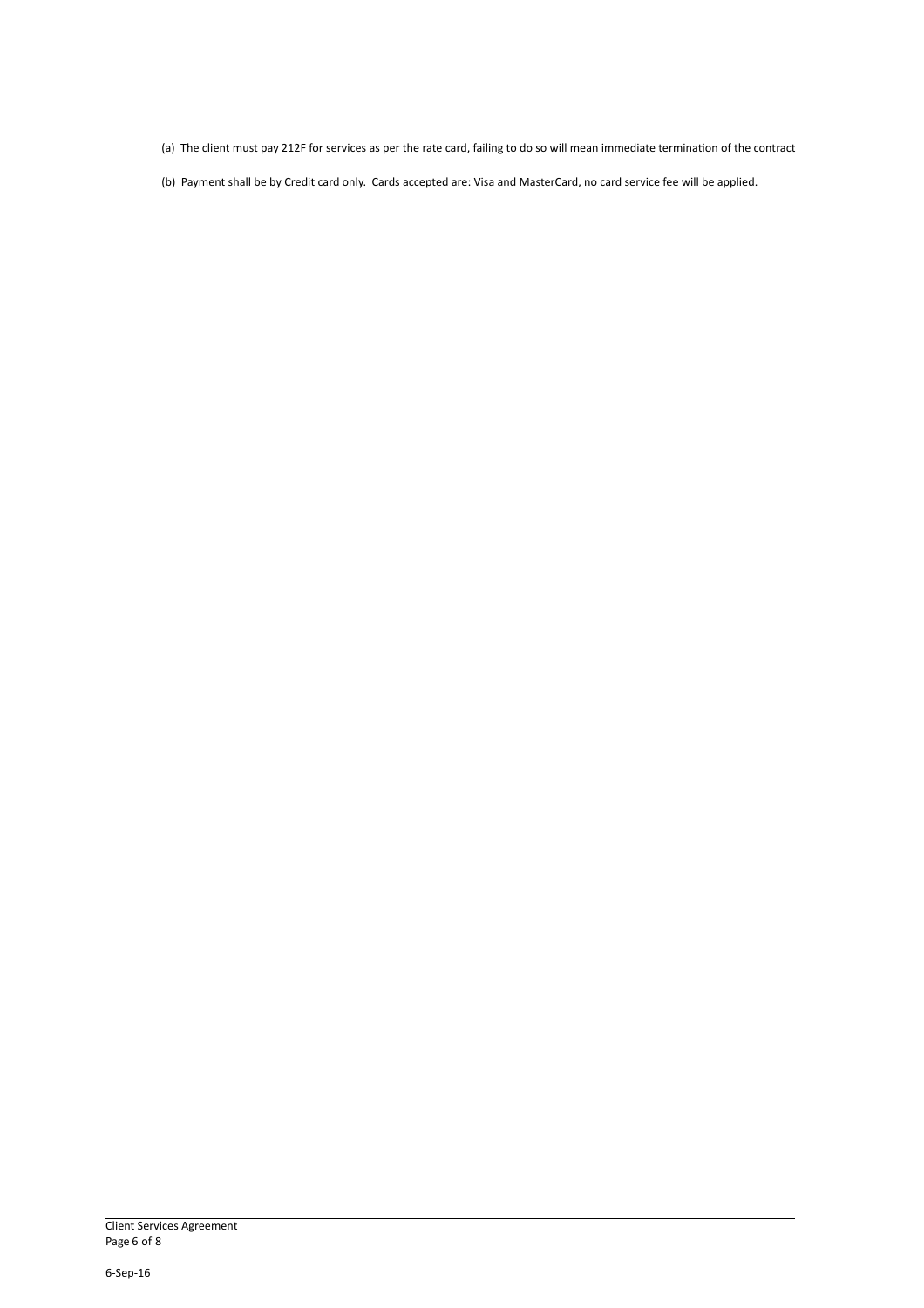(a) The client must pay 212F for services as per the rate card, failing to do so will mean immediate termination of the contract

(b) Payment shall be by Credit card only. Cards accepted are: Visa and MasterCard, no card service fee will be applied.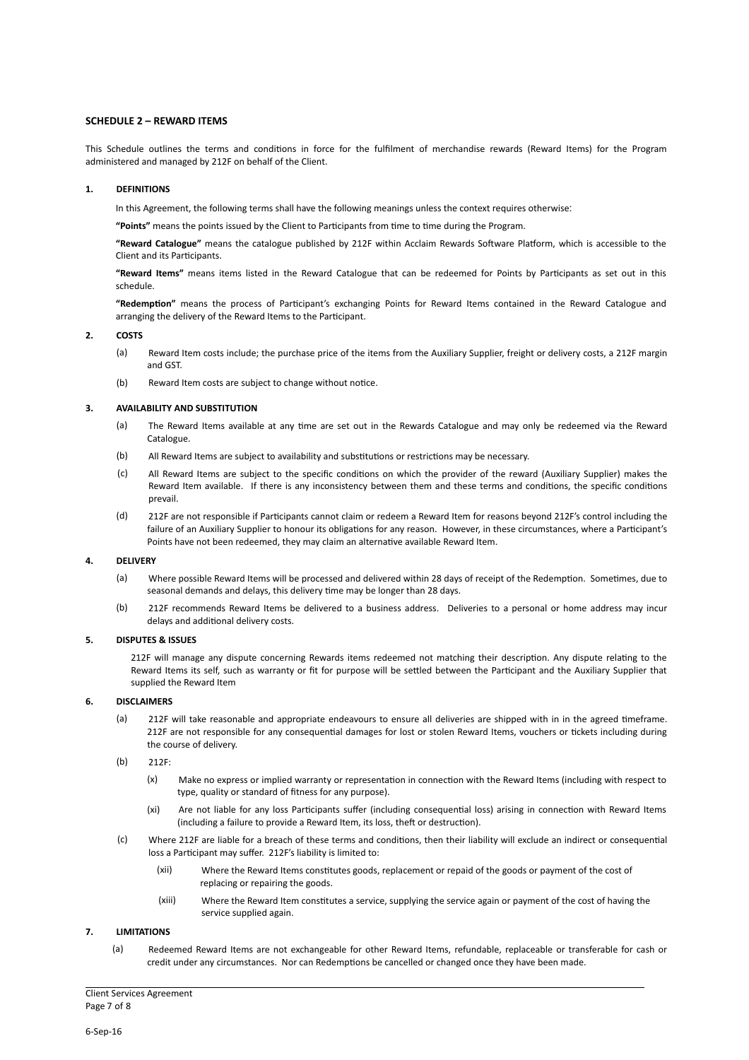## SCHEDULE 2 – REWARD ITEMS

This Schedule outlines the terms and conditions in force for the fulfilment of merchandise rewards (Reward Items) for the Program administered and managed by 212F on behalf of the Client.

### 1. DEFINITIONS

In this Agreement, the following terms shall have the following meanings unless the context requires otherwise:

**"Points"** means the points issued by the Client to Participants from time to time during the Program.

**"Reward Catalogue"** means the catalogue published by 212F within Acclaim Rewards Software Platform, which is accessible to the Client and its Participants.

**"Reward Items"** means items listed in the Reward Catalogue that can be redeemed for Points by Participants as set out in this schedule.

**"Redemption"** means the process of Participant's exchanging Points for Reward Items contained in the Reward Catalogue and arranging the delivery of the Reward Items to the Participant.

### 2. COSTS

(a) Reward Item costs include; the purchase price of the items from the Auxiliary Supplier, freight or delivery costs, a 212F margin and GST.

(b) Reward Item costs are subject to change without notice.

### 3. AVAILABILITY AND SUBSTITUTION

(a) The Reward Items available at any time are set out in the Rewards Catalogue and may only be redeemed via the Reward Catalogue.

(b) All Reward Items are subject to availability and substitutions or restrictions may be necessary.

(c) All Reward Items are subject to the specific conditions on which the provider of the reward (Auxiliary Supplier) makes the Reward Item available. If there is any inconsistency between them and these terms and conditions, the specific conditions prevail.

(d) 212F are not responsible if Participants cannot claim or redeem a Reward Item for reasons beyond 212F's control including the failure of an Auxiliary Supplier to honour its obligations for any reason. However, in these circumstances, where a Participant's Points have not been redeemed, they may claim an alternative available Reward Item.

### 4. DELIVERY

(a) Where possible Reward Items will be processed and delivered within 28 days of receipt of the Redemption. Sometimes, due to seasonal demands and delays, this delivery time may be longer than 28 days.

(b) 212F recommends Reward Items be delivered to a business address. Deliveries to a personal or home address may incur delays and additional delivery costs.

### 5. DISPUTES & ISSUES

212F will manage any dispute concerning Rewards items redeemed not matching their description. Any dispute relating to the Reward Items its self, such as warranty or fit for purpose will be settled between the Participant and the Auxiliary Supplier that supplied the Reward Item

### 6. DISCLAIMERS

(a) 212F will take reasonable and appropriate endeavours to ensure all deliveries are shipped with in in the agreed timeframe. 212F are not responsible for any consequential damages for lost or stolen Reward Items, vouchers or tickets including during the course of delivery.

(b) 212F:

- (x) Make no express or implied warranty or representation in connection with the Reward Items (including with respect to type, quality or standard of fitness for any purpose).
- (xi) Are not liable for any loss Participants suffer (including consequential loss) arising in connection with Reward Items (including a failure to provide a Reward Item, its loss, theft or destruction).

(c) Where 212F are liable for a breach of these terms and conditions, then their liability will exclude an indirect or consequential loss a Participant may suffer. 212F's liability is limited to:

- (xii) Where the Reward Items constitutes goods, replacement or repaid of the goods or payment of the cost of replacing or repairing the goods.
- (xiii) Where the Reward Item constitutes a service, supplying the service again or payment of the cost of having the service supplied again.

### 7. LIMITATIONS

(a) Redeemed Reward Items are not exchangeable for other Reward Items, refundable, replaceable or transferable for cash or credit under any circumstances. Nor can Redemptions be cancelled or changed once they have been made.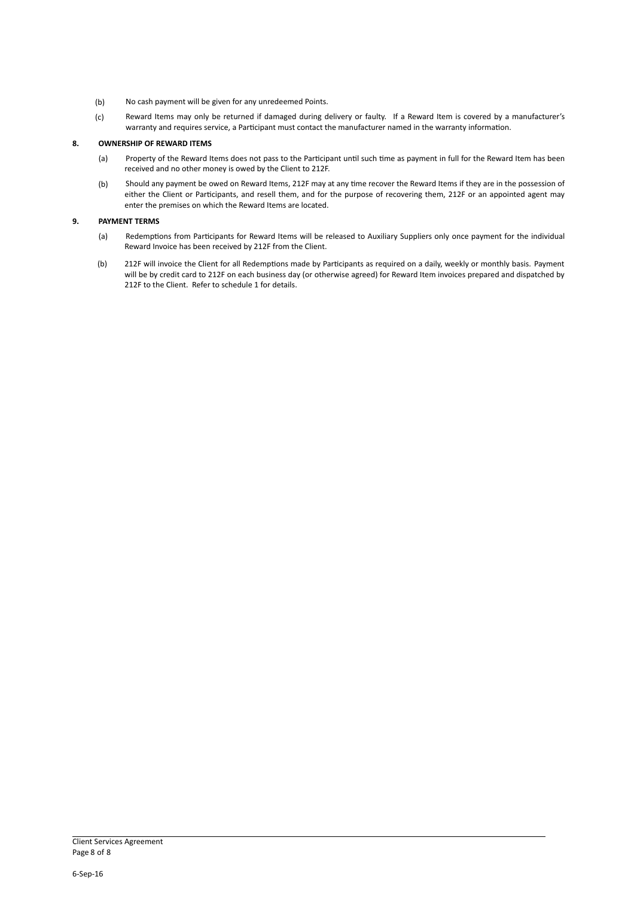(b) No cash payment will be given for any unredeemed Points.

(c) Reward Items may only be returned if damaged during delivery or faulty. If a Reward Item is covered by a manufacturer's warranty and requires service, a Participant must contact the manufacturer named in the warranty information.

**8. OWNERSHIP OF REWARD ITEMS**

(a) Property of the Reward Items does not pass to the Participant until such time as payment in full for the Reward Item has been received and no other money is owed by the Client to 212F.

(b) Should any payment be owed on Reward Items, 212F may at any time recover the Reward Items if they are in the possession of either the Client or Participants, and resell them, and for the purpose of recovering them, 212F or an appointed agent may enter the premises on which the Reward Items are located.

**9. PAYMENT TERMS**

(a) Redemptions from Participants for Reward Items will be released to Auxiliary Suppliers only once payment for the individual Reward Invoice has been received by 212F from the Client.

(b) 212F will invoice the Client for all Redemptions made by Participants as required on a daily, weekly or monthly basis. Payment will be by credit card to 212F on each business day (or otherwise agreed) for Reward Item invoices prepared and dispatched by 212F to the Client. Refer to schedule 1 for details.